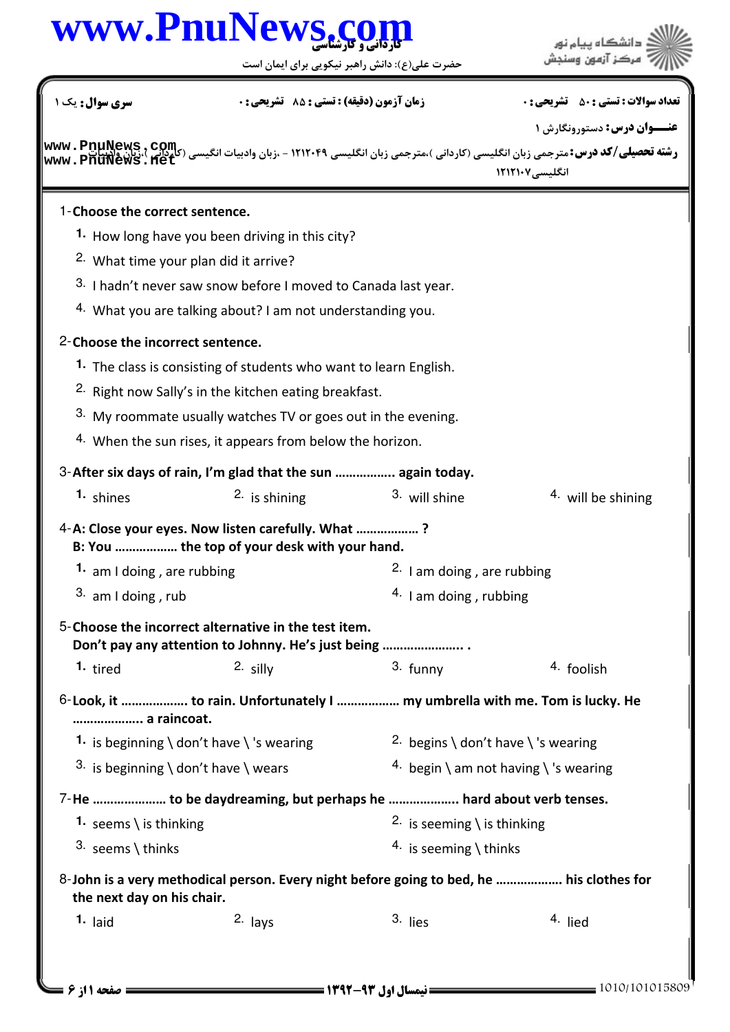www.PnuNews.com

کاردانی و کارشناسی

حضرت علی(ع): دانش راهبر نیکویی برای ایمان است

دانشگاه پیام نور
مرکز آزمون وسنجش

| سری سوال: یک ۱ | زمان آزمون (دقیقه) : تستی : ۸۵ تشریحی : ۰ | تعداد سوالات : تستی : ۵۰ تشریحی : ۰ |
|---|---|---|

**عنـــوان درس:** دستورونگارش ۱

**رشته تحصیلی/کد درس:** مترجمی زبان انگلیسی (کاردانی )،مترجمی زبان انگلیسی ۱۲۱۲۰۴۹ - ،زبان وادبیات انگلیسی (کاردانی )،زبان وادبیات انگلیسی ۱۲۱۲۱۰۷

www.PnuNews.com
www.PnuNews.net

1-**Choose the correct sentence.**

1. How long have you been driving in this city?
2. What time your plan did it arrive?
3. I hadn't never saw snow before I moved to Canada last year.
4. What you are talking about? I am not understanding you.

2-**Choose the incorrect sentence.**

1. The class is consisting of students who want to learn English.
2. Right now Sally's in the kitchen eating breakfast.
3. My roommate usually watches TV or goes out in the evening.
4. When the sun rises, it appears from below the horizon.

3-**After six days of rain, I'm glad that the sun …………….. again today.**

1. shines
2. is shining
3. will shine
4. will be shining

4-**A: Close your eyes. Now listen carefully. What …………….. ?**
**B: You …………….. the top of your desk with your hand.**

1. am I doing , are rubbing
2. I am doing , are rubbing
3. am I doing , rub
4. I am doing , rubbing

5-**Choose the incorrect alternative in the test item.**
**Don't pay any attention to Johnny. He's just being ………………….. .**

1. tired
2. silly
3. funny
4. foolish

6-**Look, it ………………. to rain. Unfortunately I …………….. my umbrella with me. Tom is lucky. He ……………….. a raincoat.**

1. is beginning \ don't have \ 's wearing
2. begins \ don't have \ 's wearing
3. is beginning \ don't have \ wears
4. begin \ am not having \ 's wearing

7-**He ………………… to be daydreaming, but perhaps he ………………. hard about verb tenses.**

1. seems \ is thinking
2. is seeming \ is thinking
3. seems \ thinks
4. is seeming \ thinks

8-**John is a very methodical person. Every night before going to bed, he ………………. his clothes for the next day on his chair.**

1. laid
2. lays
3. lies
4. lied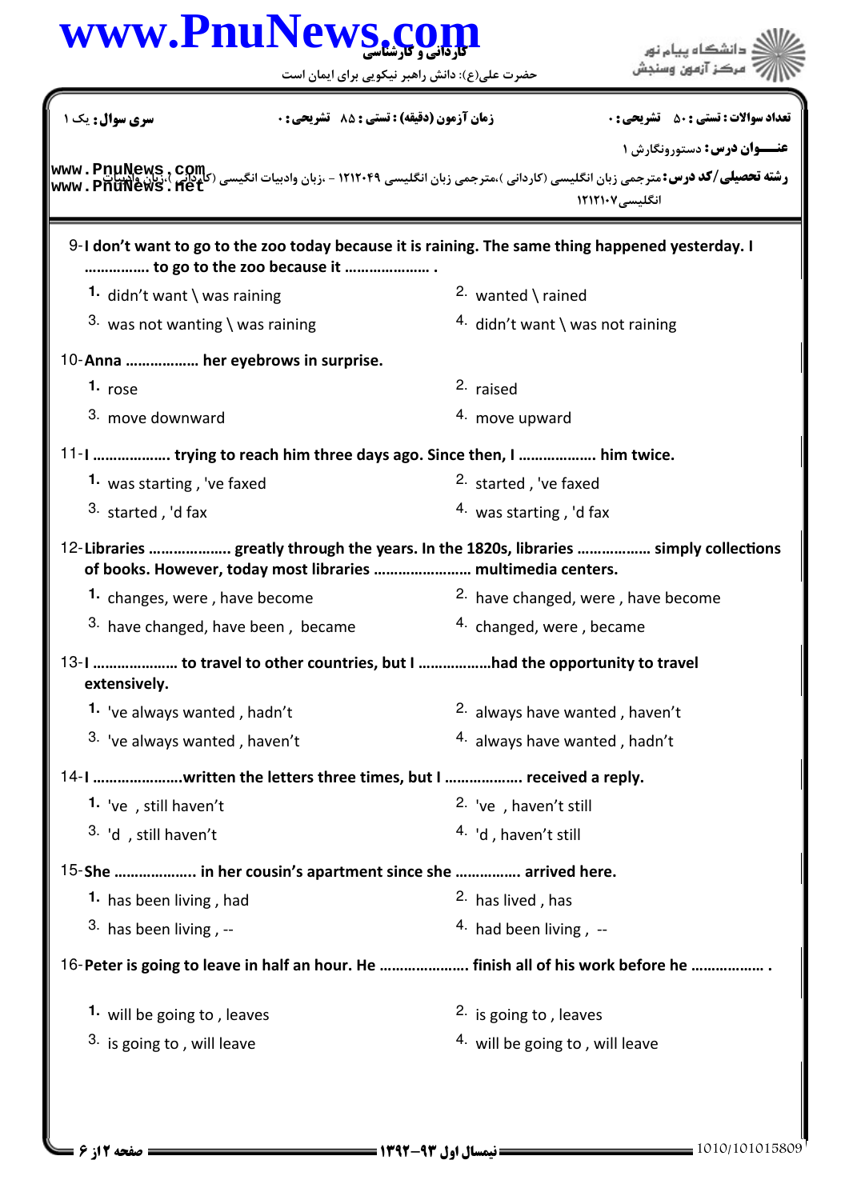سری سوال: یک ۱ | زمان آزمون (دقیقه) : تستی : ۸۵ تشریحی : ۰ | تعداد سوالات : تستی : ۵۰ تشریحی : ۰

عنـــوان درس: دستورونگارش ۱

رشته تحصیلی/کد درس: مترجمی زبان انگلیسی (کاردانی )،مترجمی زبان انگلیسی ۱۲۱۲۰۴۹ - ،زبان وادبیات انگیسی (کاردانی )،زبان وادبیات انگلیسی ۱۲۱۲۱۰۷

9-I don't want to go to the zoo today because it is raining. The same thing happened yesterday. I ……………. to go to the zoo because it ………………… .

1. didn't want \ was raining
2. wanted \ rained
3. was not wanting \ was raining
4. didn't want \ was not raining

10-Anna ……………… her eyebrows in surprise.

1. rose
2. raised
3. move downward
4. move upward

11-I ………………. trying to reach him three days ago. Since then, I ………………. him twice.

1. was starting , 've faxed
2. started , 've faxed
3. started , 'd fax
4. was starting , 'd fax

12-Libraries ………………. greatly through the years. In the 1820s, libraries ……………… simply collections of books. However, today most libraries …………………… multimedia centers.

1. changes, were , have become
2. have changed, were , have become
3. have changed, have been , became
4. changed, were , became

13-I ………………… to travel to other countries, but I ………………had the opportunity to travel extensively.

1. 've always wanted , hadn't
2. always have wanted , haven't
3. 've always wanted , haven't
4. always have wanted , hadn't

14-I …………………written the letters three times, but I ………………. received a reply.

1. 've , still haven't
2. 've , haven't still
3. 'd , still haven't
4. 'd , haven't still

15-She ………………. in her cousin's apartment since she ……………. arrived here.

1. has been living , had
2. has lived , has
3. has been living , --
4. had been living , --

16-Peter is going to leave in half an hour. He ………………… finish all of his work before he ……………… .

1. will be going to , leaves
2. is going to , leaves
3. is going to , will leave
4. will be going to , will leave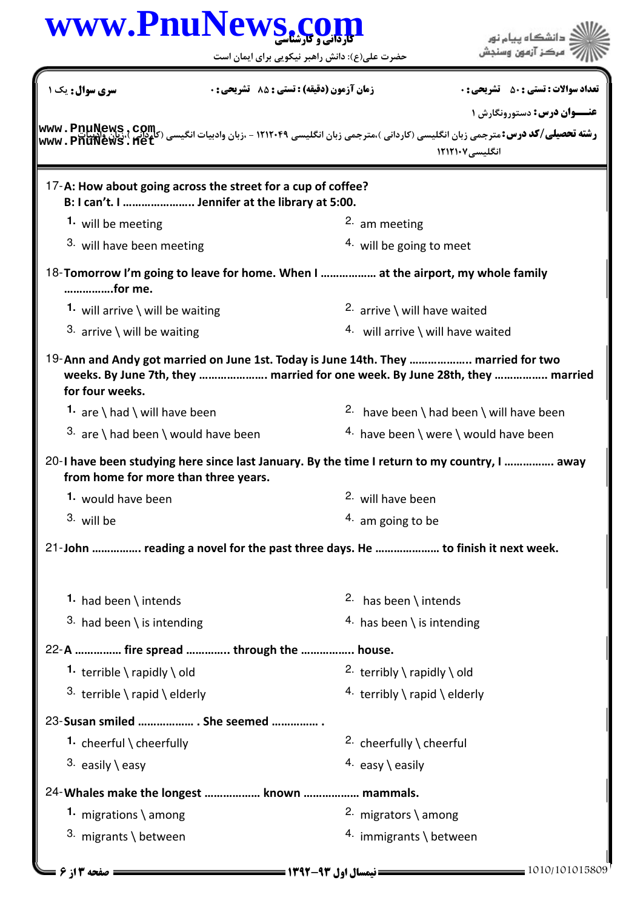17- **A: How about going across the street for a cup of coffee?**
**B: I can't. I ..................... Jennifer at the library at 5:00.**

1. will be meeting
2. am meeting
3. will have been meeting
4. will be going to meet

18- **Tomorrow I'm going to leave for home. When I ................ at the airport, my whole family ...............for me.**

1. will arrive \ will be waiting
2. arrive \ will have waited
3. arrive \ will be waiting
4. will arrive \ will have waited

19- **Ann and Andy got married on June 1st. Today is June 14th. They .................. married for two weeks. By June 7th, they .................... married for one week. By June 28th, they ............... married for four weeks.**

1. are \ had \ will have been
2. have been \ had been \ will have been
3. are \ had been \ would have been
4. have been \ were \ would have been

20- **I have been studying here since last January. By the time I return to my country, I ............... away from home for more than three years.**

1. would have been
2. will have been
3. will be
4. am going to be

21- **John ............... reading a novel for the past three days. He ................... to finish it next week.**

1. had been \ intends
2. has been \ intends
3. had been \ is intending
4. has been \ is intending

22- **A ............. fire spread ............ through the ............... house.**

1. terrible \ rapidly \ old
2. terribly \ rapidly \ old
3. terrible \ rapid \ elderly
4. terribly \ rapid \ elderly

23- **Susan smiled ................ . She seemed .............. .**

1. cheerful \ cheerfully
2. cheerfully \ cheerful
3. easily \ easy
4. easy \ easily

24- **Whales make the longest ................ known ................ mammals.**

1. migrations \ among
2. migrators \ among
3. migrants \ between
4. immigrants \ between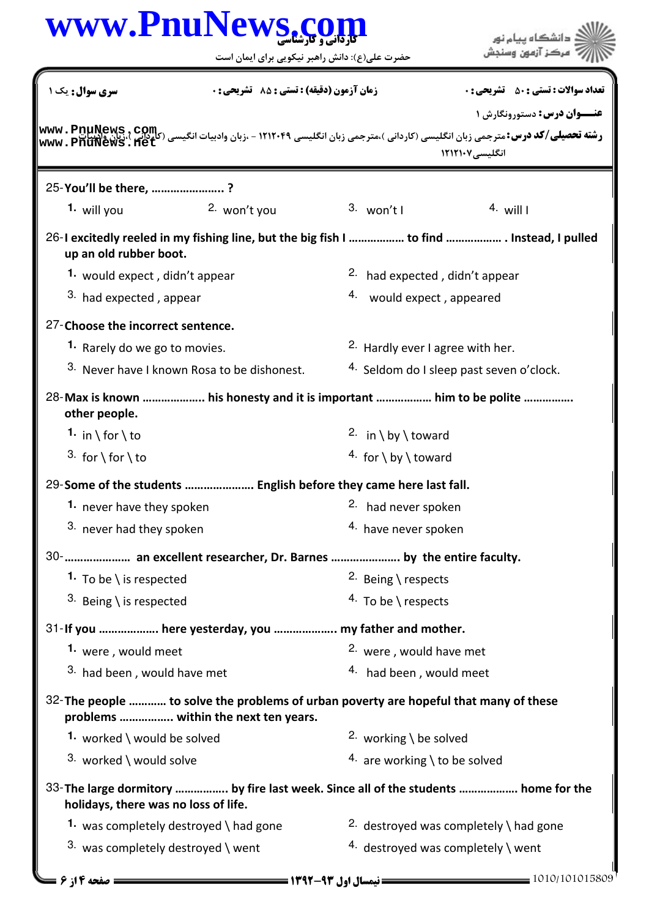**کاردانی و کارشناسی**

حضرت علی(ع): دانش راهبر نیکویی برای ایمان است

دانشگاه پیام نور
مرکز آزمون وسنجش

**سری سوال:** یک ۱ | **زمان آزمون (دقیقه) : تستی :** ۸۵ **تشریحی :** ۰ | **تعداد سوالات : تستی :** ۵۰ **تشریحی :** ۰

**عنـــوان درس:** دستورونگارش ۱

**رشته تحصیلی/کد درس:** مترجمی زبان انگلیسی (کاردانی )،مترجمی زبان انگلیسی ۱۲۱۲۰۴۹ - ،زبان وادبیات انگلیسی (کاردانی )،زبان وادبیات انگلیسی ۱۲۱۲۱۰۷

25- **You'll be there, ..................... ?**

1. will you
2. won't you
3. won't I
4. will I

26- **I excitedly reeled in my fishing line, but the big fish I ................. to find ................. . Instead, I pulled up an old rubber boot.**

1. would expect , didn't appear
2. had expected , didn't appear
3. had expected , appear
4. would expect , appeared

27- **Choose the incorrect sentence.**

1. Rarely do we go to movies.
2. Hardly ever I agree with her.
3. Never have I known Rosa to be dishonest.
4. Seldom do I sleep past seven o'clock.

28- **Max is known .................... his honesty and it is important ................. him to be polite ............... other people.**

1. in \ for \ to
2. in \ by \ toward
3. for \ for \ to
4. for \ by \ toward

29- **Some of the students ...................... English before they came here last fall.**

1. never have they spoken
2. had never spoken
3. never had they spoken
4. have never spoken

30- **.................... an excellent researcher, Dr. Barnes ..................... by the entire faculty.**

1. To be \ is respected
2. Being \ respects
3. Being \ is respected
4. To be \ respects

31- **If you .................. here yesterday, you .................. my father and mother.**

1. were , would meet
2. were , would have met
3. had been , would have met
4. had been , would meet

32- **The people ........... to solve the problems of urban poverty are hopeful that many of these problems ................ within the next ten years.**

1. worked \ would be solved
2. working \ be solved
3. worked \ would solve
4. are working \ to be solved

33- **The large dormitory ................ by fire last week. Since all of the students .................. home for the holidays, there was no loss of life.**

1. was completely destroyed \ had gone
2. destroyed was completely \ had gone
3. was completely destroyed \ went
4. destroyed was completely \ went

نیمسال اول ۹۳-۱۳۹۲

1010/101015809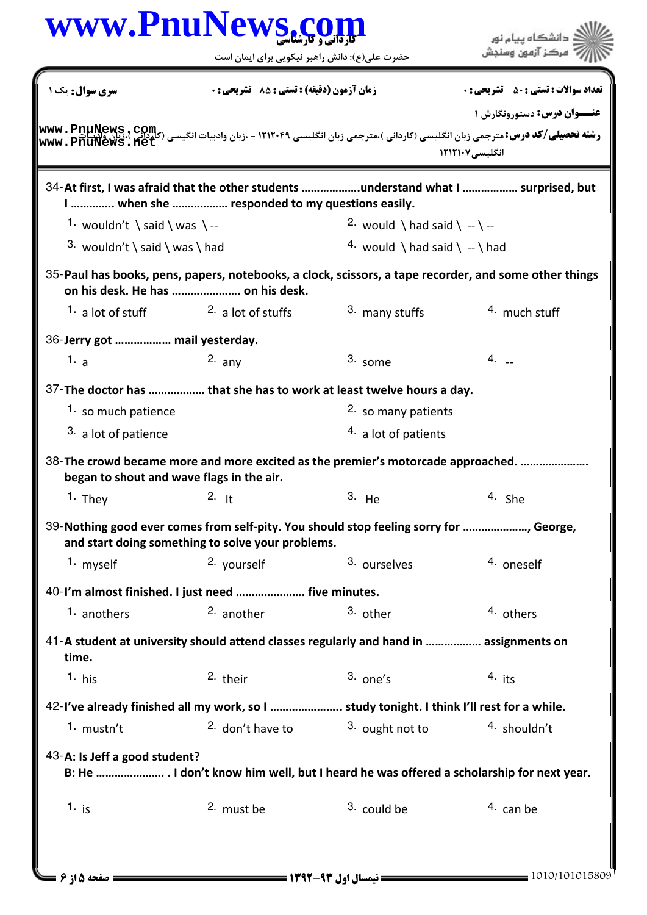34-**At first, I was afraid that the other students ………………understand what I ……………… surprised, but I …………. when she ……………… responded to my questions easily.**

1. wouldn't \ said \ was \ --
2. would \ had said \ -- \ --
3. wouldn't \ said \ was \ had
4. would \ had said \ -- \ had

35-**Paul has books, pens, papers, notebooks, a clock, scissors, a tape recorder, and some other things on his desk. He has ………………… on his desk.**

1. a lot of stuff
2. a lot of stuffs
3. many stuffs
4. much stuff

36-**Jerry got ……………… mail yesterday.**

1. a
2. any
3. some
4. --

37-**The doctor has ……………… that she has to work at least twelve hours a day.**

1. so much patience
2. so many patients
3. a lot of patience
4. a lot of patients

38-**The crowd became more and more excited as the premier's motorcade approached. ………………… began to shout and wave flags in the air.**

1. They
2. It
3. He
4. She

39-**Nothing good ever comes from self-pity. You should stop feeling sorry for …………………, George, and start doing something to solve your problems.**

1. myself
2. yourself
3. ourselves
4. oneself

40-**I'm almost finished. I just need ………………… five minutes.**

1. anothers
2. another
3. other
4. others

41-**A student at university should attend classes regularly and hand in ……………… assignments on time.**

1. his
2. their
3. one's
4. its

42-**I've already finished all my work, so I ………………….. study tonight. I think I'll rest for a while.**

1. mustn't
2. don't have to
3. ought not to
4. shouldn't

43-**A: Is Jeff a good student?**
**B: He ………………… . I don't know him well, but I heard he was offered a scholarship for next year.**

1. is
2. must be
3. could be
4. can be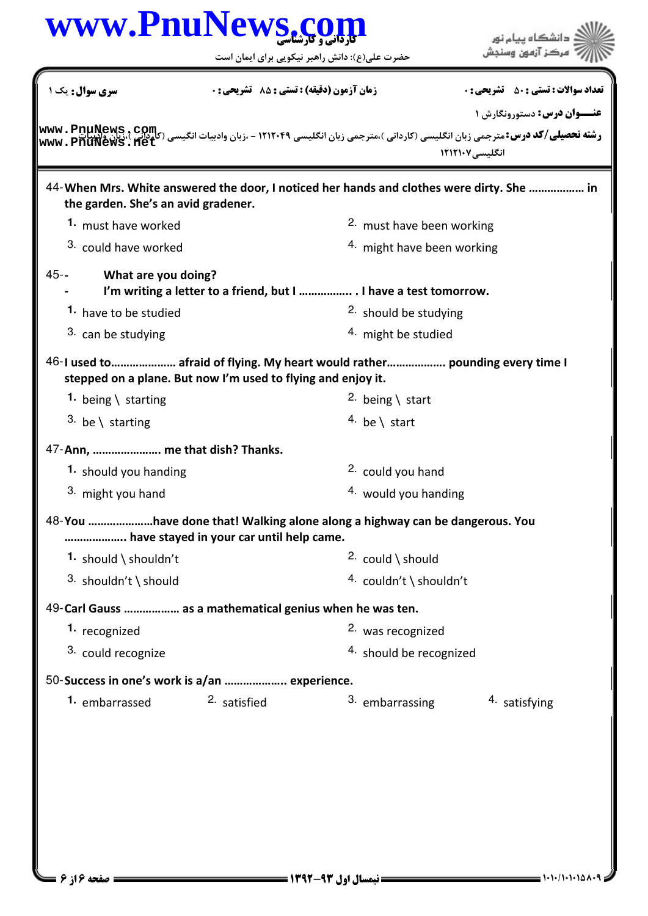44-When Mrs. White answered the door, I noticed her hands and clothes were dirty. She ................. in the garden. She's an avid gradener.

1. must have worked
2. must have been working
3. could have worked
4. might have been working

45-- What are you doing?
- I'm writing a letter to a friend, but I ................ . I have a test tomorrow.

1. have to be studied
2. should be studying
3. can be studying
4. might be studied

46-I used to.................... afraid of flying. My heart would rather.................. pounding every time I stepped on a plane. But now I'm used to flying and enjoy it.

1. being \ starting
2. being \ start
3. be \ starting
4. be \ start

47-Ann, ..................... me that dish? Thanks.

1. should you handing
2. could you hand
3. might you hand
4. would you handing

48-You ....................have done that! Walking alone along a highway can be dangerous. You .................... have stayed in your car until help came.

1. should \ shouldn't
2. could \ should
3. shouldn't \ should
4. couldn't \ shouldn't

49-Carl Gauss ................. as a mathematical genius when he was ten.

1. recognized
2. was recognized
3. could recognize
4. should be recognized

50-Success in one's work is a/an .................... experience.

1. embarrassed
2. satisfied
3. embarrassing
4. satisfying